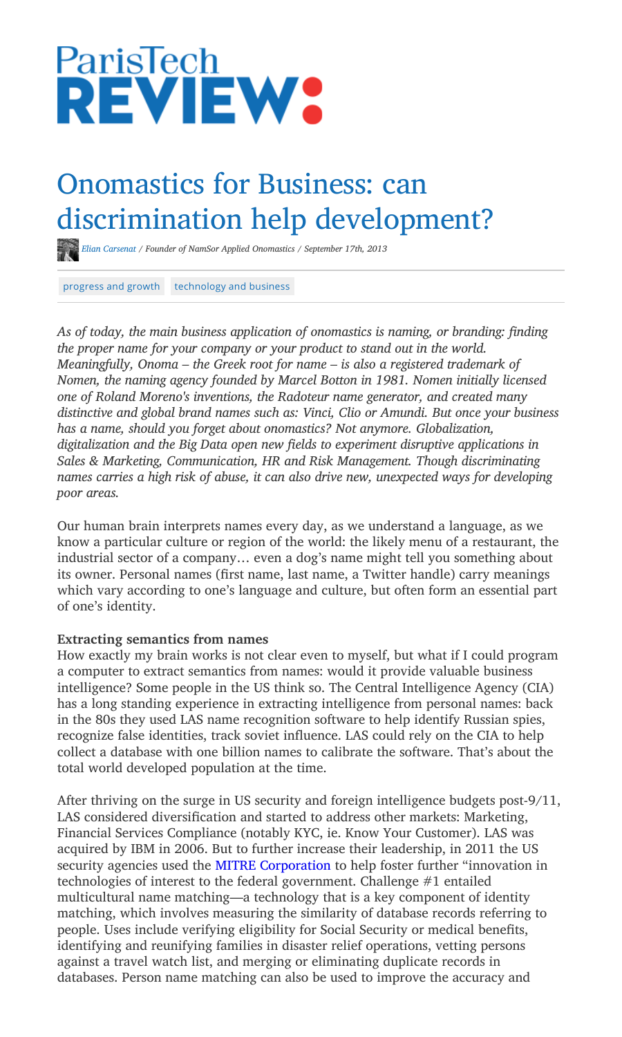ParisTech REVIEW:

# Onomastics for Business: can discrimination help development?

*Elian Carsenat / Founder of NamSor Applied Onomastics / September 17th, 2013*

progress and growth | technology and business

*As of today, the main business application of onomastics is naming, or branding: finding the proper name for your company or your product to stand out in the world. Meaningfully, Onoma – the Greek root for name – is also a registered trademark of Nomen, the naming agency founded by Marcel Botton in 1981. Nomen initially licensed one of Roland Moreno's inventions, the Radoteur name generator, and created many distinctive and global brand names such as: Vinci, Clio or Amundi. But once your business has a name, should you forget about onomastics? Not anymore. Globalization, digitalization and the Big Data open new fields to experiment disruptive applications in Sales & Marketing, Communication, HR and Risk Management. Though discriminating names carries a high risk of abuse, it can also drive new, unexpected ways for developing poor areas.*

Our human brain interprets names every day, as we understand a language, as we know a particular culture or region of the world: the likely menu of a restaurant, the industrial sector of a company… even a dog's name might tell you something about its owner. Personal names (first name, last name, a Twitter handle) carry meanings which vary according to one's language and culture, but often form an essential part of one's identity.

**Extracting semantics from names**

How exactly my brain works is not clear even to myself, but what if I could program a computer to extract semantics from names: would it provide valuable business intelligence? Some people in the US think so. The Central Intelligence Agency (CIA) has a long standing experience in extracting intelligence from personal names: back in the 80s they used LAS name recognition software to help identify Russian spies, recognize false identities, track soviet influence. LAS could rely on the CIA to help collect a database with one billion names to calibrate the software. That's about the total world developed population at the time.

After thriving on the surge in US security and foreign intelligence budgets post-9/11, LAS considered diversification and started to address other markets: Marketing, Financial Services Compliance (notably KYC, ie. Know Your Customer). LAS was acquired by IBM in 2006. But to further increase their leadership, in 2011 the US security agencies used the MITRE Corporation to help foster further "innovation in technologies of interest to the federal government. Challenge #1 entailed multicultural name matching—a technology that is a key component of identity matching, which involves measuring the similarity of database records referring to people. Uses include verifying eligibility for Social Security or medical benefits, identifying and reunifying families in disaster relief operations, vetting persons against a travel watch list, and merging or eliminating duplicate records in databases. Person name matching can also be used to improve the accuracy and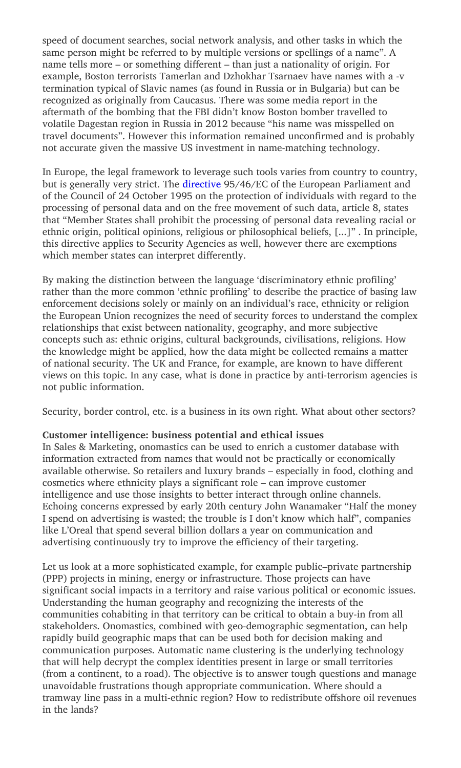speed of document searches, social network analysis, and other tasks in which the same person might be referred to by multiple versions or spellings of a name". A name tells more – or something different – than just a nationality of origin. For example, Boston terrorists Tamerlan and Dzhokhar Tsarnaev have names with a -v termination typical of Slavic names (as found in Russia or in Bulgaria) but can be recognized as originally from Caucasus. There was some media report in the aftermath of the bombing that the FBI didn't know Boston bomber travelled to volatile Dagestan region in Russia in 2012 because "his name was misspelled on travel documents". However this information remained unconfirmed and is probably not accurate given the massive US investment in name-matching technology.

In Europe, the legal framework to leverage such tools varies from country to country, but is generally very strict. The directive 95/46/EC of the European Parliament and of the Council of 24 October 1995 on the protection of individuals with regard to the processing of personal data and on the free movement of such data, article 8, states that "Member States shall prohibit the processing of personal data revealing racial or ethnic origin, political opinions, religious or philosophical beliefs, [...]" . In principle, this directive applies to Security Agencies as well, however there are exemptions which member states can interpret differently.

By making the distinction between the language 'discriminatory ethnic profiling' rather than the more common 'ethnic profiling' to describe the practice of basing law enforcement decisions solely or mainly on an individual's race, ethnicity or religion the European Union recognizes the need of security forces to understand the complex relationships that exist between nationality, geography, and more subjective concepts such as: ethnic origins, cultural backgrounds, civilisations, religions. How the knowledge might be applied, how the data might be collected remains a matter of national security. The UK and France, for example, are known to have different views on this topic. In any case, what is done in practice by anti-terrorism agencies is not public information.

Security, border control, etc. is a business in its own right. What about other sectors?

**Customer intelligence: business potential and ethical issues**

In Sales & Marketing, onomastics can be used to enrich a customer database with information extracted from names that would not be practically or economically available otherwise. So retailers and luxury brands – especially in food, clothing and cosmetics where ethnicity plays a significant role – can improve customer intelligence and use those insights to better interact through online channels. Echoing concerns expressed by early 20th century John Wanamaker "Half the money I spend on advertising is wasted; the trouble is I don't know which half", companies like L'Oreal that spend several billion dollars a year on communication and advertising continuously try to improve the efficiency of their targeting.

Let us look at a more sophisticated example, for example public–private partnership (PPP) projects in mining, energy or infrastructure. Those projects can have significant social impacts in a territory and raise various political or economic issues. Understanding the human geography and recognizing the interests of the communities cohabiting in that territory can be critical to obtain a buy-in from all stakeholders. Onomastics, combined with geo-demographic segmentation, can help rapidly build geographic maps that can be used both for decision making and communication purposes. Automatic name clustering is the underlying technology that will help decrypt the complex identities present in large or small territories (from a continent, to a road). The objective is to answer tough questions and manage unavoidable frustrations though appropriate communication. Where should a tramway line pass in a multi-ethnic region? How to redistribute offshore oil revenues in the lands?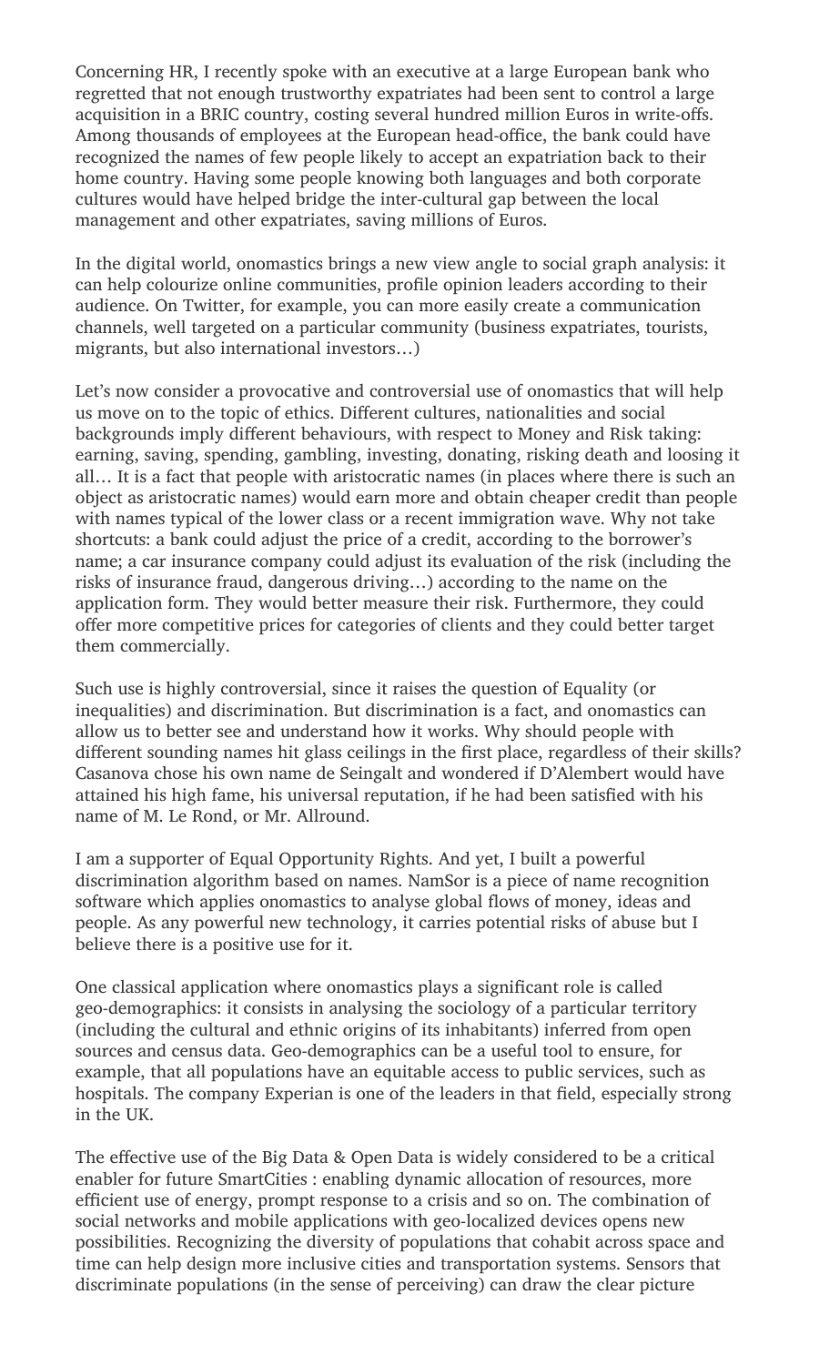Concerning HR, I recently spoke with an executive at a large European bank who regretted that not enough trustworthy expatriates had been sent to control a large acquisition in a BRIC country, costing several hundred million Euros in write-offs. Among thousands of employees at the European head-office, the bank could have recognized the names of few people likely to accept an expatriation back to their home country. Having some people knowing both languages and both corporate cultures would have helped bridge the inter-cultural gap between the local management and other expatriates, saving millions of Euros.

In the digital world, onomastics brings a new view angle to social graph analysis: it can help colourize online communities, profile opinion leaders according to their audience. On Twitter, for example, you can more easily create a communication channels, well targeted on a particular community (business expatriates, tourists, migrants, but also international investors…)

Let's now consider a provocative and controversial use of onomastics that will help us move on to the topic of ethics. Different cultures, nationalities and social backgrounds imply different behaviours, with respect to Money and Risk taking: earning, saving, spending, gambling, investing, donating, risking death and loosing it all… It is a fact that people with aristocratic names (in places where there is such an object as aristocratic names) would earn more and obtain cheaper credit than people with names typical of the lower class or a recent immigration wave. Why not take shortcuts: a bank could adjust the price of a credit, according to the borrower's name; a car insurance company could adjust its evaluation of the risk (including the risks of insurance fraud, dangerous driving…) according to the name on the application form. They would better measure their risk. Furthermore, they could offer more competitive prices for categories of clients and they could better target them commercially.

Such use is highly controversial, since it raises the question of Equality (or inequalities) and discrimination. But discrimination is a fact, and onomastics can allow us to better see and understand how it works. Why should people with different sounding names hit glass ceilings in the first place, regardless of their skills? Casanova chose his own name de Seingalt and wondered if D'Alembert would have attained his high fame, his universal reputation, if he had been satisfied with his name of M. Le Rond, or Mr. Allround.

I am a supporter of Equal Opportunity Rights. And yet, I built a powerful discrimination algorithm based on names. NamSor is a piece of name recognition software which applies onomastics to analyse global flows of money, ideas and people. As any powerful new technology, it carries potential risks of abuse but I believe there is a positive use for it.

One classical application where onomastics plays a significant role is called geo-demographics: it consists in analysing the sociology of a particular territory (including the cultural and ethnic origins of its inhabitants) inferred from open sources and census data. Geo-demographics can be a useful tool to ensure, for example, that all populations have an equitable access to public services, such as hospitals. The company Experian is one of the leaders in that field, especially strong in the UK.

The effective use of the Big Data & Open Data is widely considered to be a critical enabler for future SmartCities : enabling dynamic allocation of resources, more efficient use of energy, prompt response to a crisis and so on. The combination of social networks and mobile applications with geo-localized devices opens new possibilities. Recognizing the diversity of populations that cohabit across space and time can help design more inclusive cities and transportation systems. Sensors that discriminate populations (in the sense of perceiving) can draw the clear picture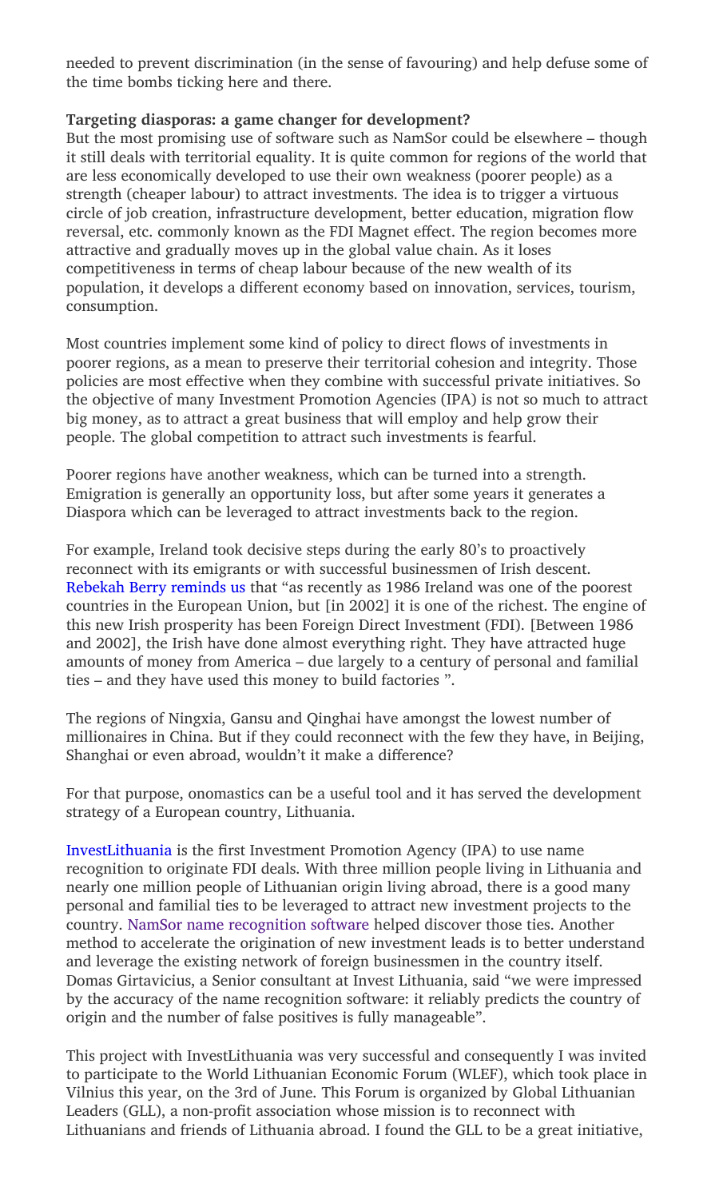needed to prevent discrimination (in the sense of favouring) and help defuse some of the time bombs ticking here and there.

**Targeting diasporas: a game changer for development?**

But the most promising use of software such as NamSor could be elsewhere – though it still deals with territorial equality. It is quite common for regions of the world that are less economically developed to use their own weakness (poorer people) as a strength (cheaper labour) to attract investments. The idea is to trigger a virtuous circle of job creation, infrastructure development, better education, migration flow reversal, etc. commonly known as the FDI Magnet effect. The region becomes more attractive and gradually moves up in the global value chain. As it loses competitiveness in terms of cheap labour because of the new wealth of its population, it develops a different economy based on innovation, services, tourism, consumption.

Most countries implement some kind of policy to direct flows of investments in poorer regions, as a mean to preserve their territorial cohesion and integrity. Those policies are most effective when they combine with successful private initiatives. So the objective of many Investment Promotion Agencies (IPA) is not so much to attract big money, as to attract a great business that will employ and help grow their people. The global competition to attract such investments is fearful.

Poorer regions have another weakness, which can be turned into a strength. Emigration is generally an opportunity loss, but after some years it generates a Diaspora which can be leveraged to attract investments back to the region.

For example, Ireland took decisive steps during the early 80's to proactively reconnect with its emigrants or with successful businessmen of Irish descent. Rebekah Berry reminds us that "as recently as 1986 Ireland was one of the poorest countries in the European Union, but [in 2002] it is one of the richest. The engine of this new Irish prosperity has been Foreign Direct Investment (FDI). [Between 1986 and 2002], the Irish have done almost everything right. They have attracted huge amounts of money from America – due largely to a century of personal and familial ties – and they have used this money to build factories ".

The regions of Ningxia, Gansu and Qinghai have amongst the lowest number of millionaires in China. But if they could reconnect with the few they have, in Beijing, Shanghai or even abroad, wouldn't it make a difference?

For that purpose, onomastics can be a useful tool and it has served the development strategy of a European country, Lithuania.

InvestLithuania is the first Investment Promotion Agency (IPA) to use name recognition to originate FDI deals. With three million people living in Lithuania and nearly one million people of Lithuanian origin living abroad, there is a good many personal and familial ties to be leveraged to attract new investment projects to the country. NamSor name recognition software helped discover those ties. Another method to accelerate the origination of new investment leads is to better understand and leverage the existing network of foreign businessmen in the country itself. Domas Girtavicius, a Senior consultant at Invest Lithuania, said "we were impressed by the accuracy of the name recognition software: it reliably predicts the country of origin and the number of false positives is fully manageable".

This project with InvestLithuania was very successful and consequently I was invited to participate to the World Lithuanian Economic Forum (WLEF), which took place in Vilnius this year, on the 3rd of June. This Forum is organized by Global Lithuanian Leaders (GLL), a non-profit association whose mission is to reconnect with Lithuanians and friends of Lithuania abroad. I found the GLL to be a great initiative,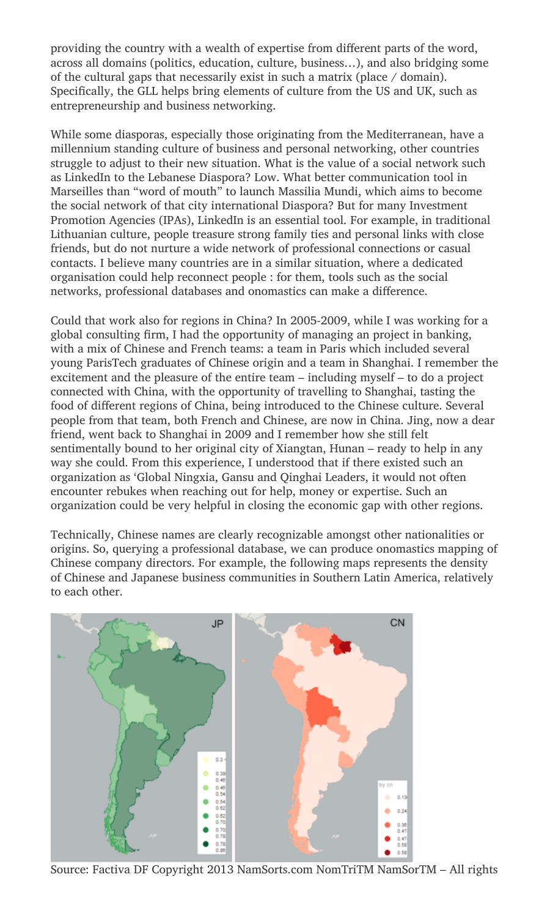providing the country with a wealth of expertise from different parts of the word, across all domains (politics, education, culture, business…), and also bridging some of the cultural gaps that necessarily exist in such a matrix (place / domain). Specifically, the GLL helps bring elements of culture from the US and UK, such as entrepreneurship and business networking.

While some diasporas, especially those originating from the Mediterranean, have a millennium standing culture of business and personal networking, other countries struggle to adjust to their new situation. What is the value of a social network such as LinkedIn to the Lebanese Diaspora? Low. What better communication tool in Marseilles than "word of mouth" to launch Massilia Mundi, which aims to become the social network of that city international Diaspora? But for many Investment Promotion Agencies (IPAs), LinkedIn is an essential tool. For example, in traditional Lithuanian culture, people treasure strong family ties and personal links with close friends, but do not nurture a wide network of professional connections or casual contacts. I believe many countries are in a similar situation, where a dedicated organisation could help reconnect people : for them, tools such as the social networks, professional databases and onomastics can make a difference.

Could that work also for regions in China? In 2005-2009, while I was working for a global consulting firm, I had the opportunity of managing an project in banking, with a mix of Chinese and French teams: a team in Paris which included several young ParisTech graduates of Chinese origin and a team in Shanghai. I remember the excitement and the pleasure of the entire team – including myself – to do a project connected with China, with the opportunity of travelling to Shanghai, tasting the food of different regions of China, being introduced to the Chinese culture. Several people from that team, both French and Chinese, are now in China. Jing, now a dear friend, went back to Shanghai in 2009 and I remember how she still felt sentimentally bound to her original city of Xiangtan, Hunan – ready to help in any way she could. From this experience, I understood that if there existed such an organization as 'Global Ningxia, Gansu and Qinghai Leaders, it would not often encounter rebukes when reaching out for help, money or expertise. Such an organization could be very helpful in closing the economic gap with other regions.

Technically, Chinese names are clearly recognizable amongst other nationalities or origins. So, querying a professional database, we can produce onomastics mapping of Chinese company directors. For example, the following maps represents the density of Chinese and Japanese business communities in Southern Latin America, relatively to each other.

Source: Factiva DF Copyright 2013 NamSorts.com NomTriTM NamSorTM – All rights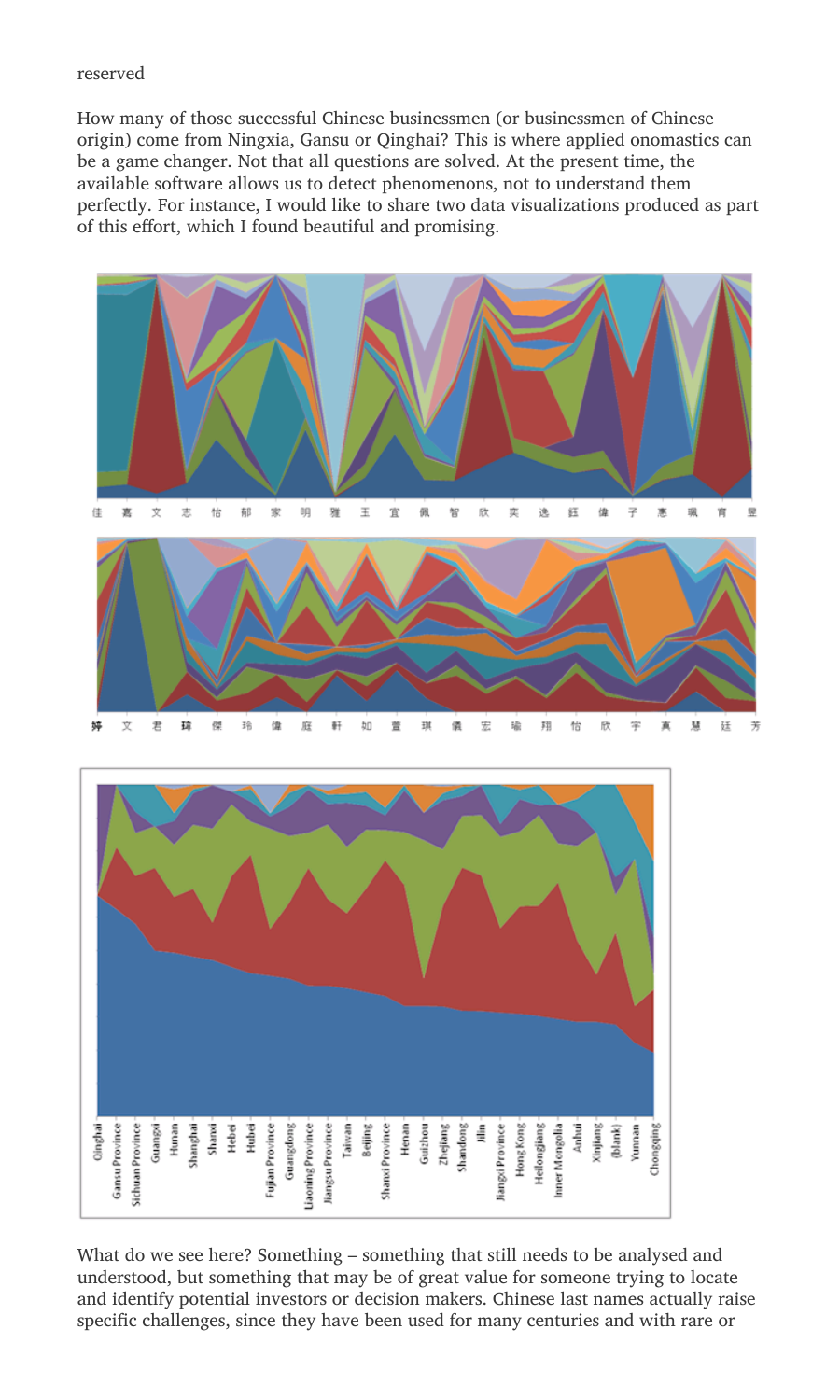reserved

How many of those successful Chinese businessmen (or businessmen of Chinese origin) come from Ningxia, Gansu or Qinghai? This is where applied onomastics can be a game changer. Not that all questions are solved. At the present time, the available software allows us to detect phenomenons, not to understand them perfectly. For instance, I would like to share two data visualizations produced as part of this effort, which I found beautiful and promising.

What do we see here? Something – something that still needs to be analysed and understood, but something that may be of great value for someone trying to locate and identify potential investors or decision makers. Chinese last names actually raise specific challenges, since they have been used for many centuries and with rare or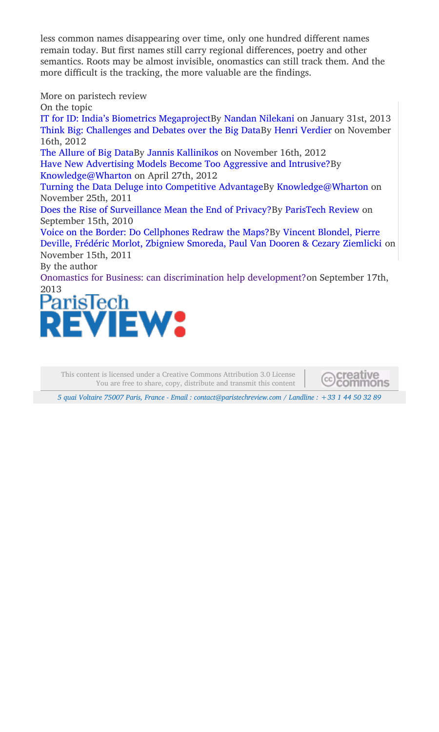less common names disappearing over time, only one hundred different names remain today. But first names still carry regional differences, poetry and other semantics. Roots may be almost invisible, onomastics can still track them. And the more difficult is the tracking, the more valuable are the findings.

More on paristech review

On the topic

IT for ID: India's Biometrics MegaprojectBy Nandan Nilekani on January 31st, 2013
Think Big: Challenges and Debates over the Big DataBy Henri Verdier on November 16th, 2012
The Allure of Big DataBy Jannis Kallinikos on November 16th, 2012
Have New Advertising Models Become Too Aggressive and Intrusive?By Knowledge@Wharton on April 27th, 2012
Turning the Data Deluge into Competitive AdvantageBy Knowledge@Wharton on November 25th, 2011
Does the Rise of Surveillance Mean the End of Privacy?By ParisTech Review on September 15th, 2010
Voice on the Border: Do Cellphones Redraw the Maps?By Vincent Blondel, Pierre Deville, Frédéric Morlot, Zbigniew Smoreda, Paul Van Dooren & Cezary Ziemlicki on November 15th, 2011

By the author

Onomastics for Business: can discrimination help development?on September 17th, 2013

ParisTech REVIEW

This content is licensed under a Creative Commons Attribution 3.0 License
You are free to share, copy, distribute and transmit this content

*5 quai Voltaire 75007 Paris, France - Email : contact@paristechreview.com / Landline : +33 1 44 50 32 89*